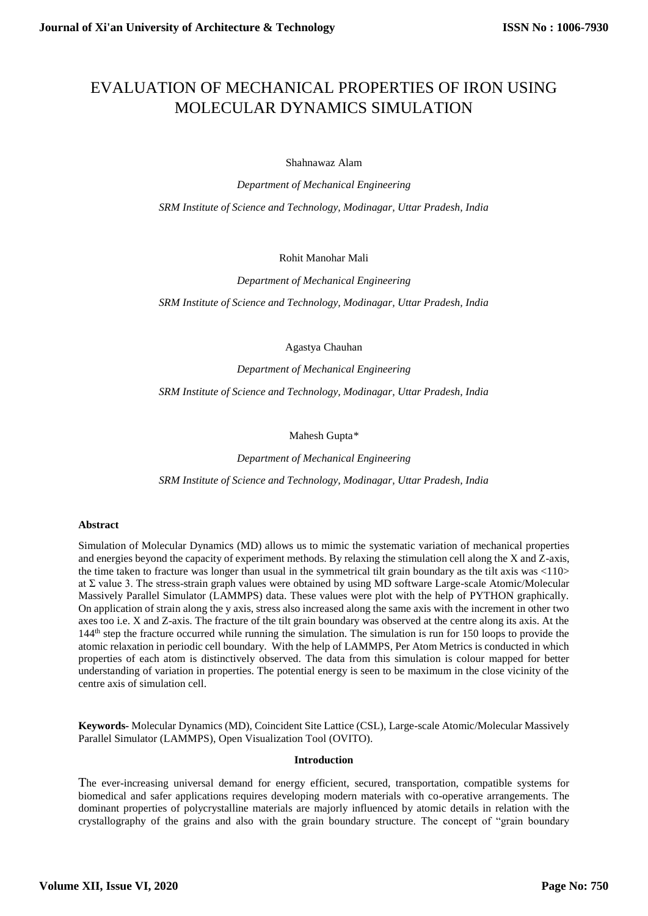# EVALUATION OF MECHANICAL PROPERTIES OF IRON USING MOLECULAR DYNAMICS SIMULATION

Shahnawaz Alam

*Department of Mechanical Engineering*

*SRM Institute of Science and Technology, Modinagar, Uttar Pradesh, India*

Rohit Manohar Mali

*Department of Mechanical Engineering*

*SRM Institute of Science and Technology, Modinagar, Uttar Pradesh, India*

Agastya Chauhan

*Department of Mechanical Engineering*

*SRM Institute of Science and Technology, Modinagar, Uttar Pradesh, India*

Mahesh Gupta*

*Department of Mechanical Engineering*

*SRM Institute of Science and Technology, Modinagar, Uttar Pradesh, India*

**Abstract**

Simulation of Molecular Dynamics (MD) allows us to mimic the systematic variation of mechanical properties and energies beyond the capacity of experiment methods. By relaxing the stimulation cell along the X and Z-axis, the time taken to fracture was longer than usual in the symmetrical tilt grain boundary as the tilt axis was <110> at Σ value 3. The stress-strain graph values were obtained by using MD software Large-scale Atomic/Molecular Massively Parallel Simulator (LAMMPS) data. These values were plot with the help of PYTHON graphically. On application of strain along the y axis, stress also increased along the same axis with the increment in other two axes too i.e. X and Z-axis. The fracture of the tilt grain boundary was observed at the centre along its axis. At the 144th step the fracture occurred while running the simulation. The simulation is run for 150 loops to provide the atomic relaxation in periodic cell boundary. With the help of LAMMPS, Per Atom Metrics is conducted in which properties of each atom is distinctively observed. The data from this simulation is colour mapped for better understanding of variation in properties. The potential energy is seen to be maximum in the close vicinity of the centre axis of simulation cell.

**Keywords-** Molecular Dynamics (MD), Coincident Site Lattice (CSL), Large-scale Atomic/Molecular Massively Parallel Simulator (LAMMPS), Open Visualization Tool (OVITO).

## Introduction

The ever-increasing universal demand for energy efficient, secured, transportation, compatible systems for biomedical and safer applications requires developing modern materials with co-operative arrangements. The dominant properties of polycrystalline materials are majorly influenced by atomic details in relation with the crystallography of the grains and also with the grain boundary structure. The concept of "grain boundary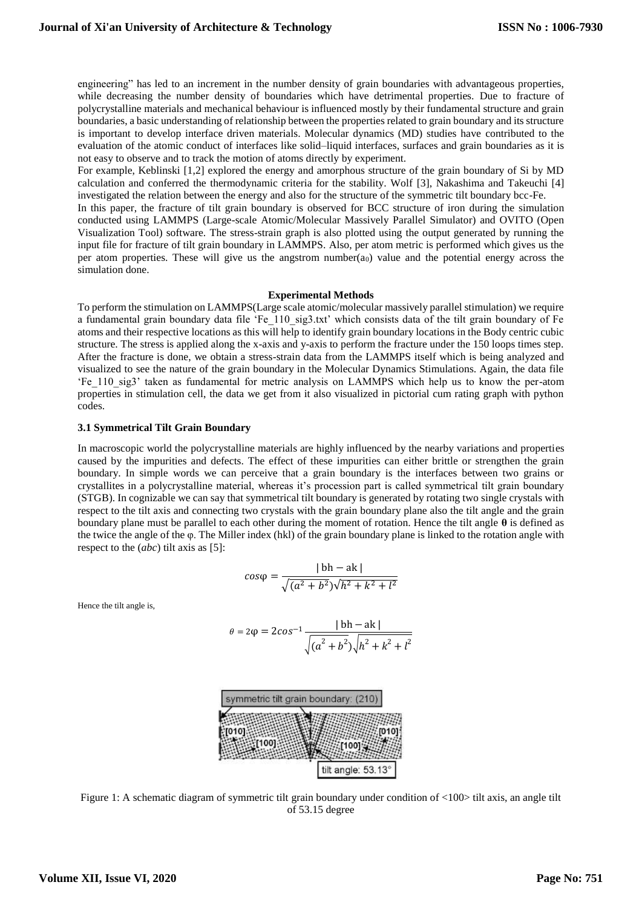engineering" has led to an increment in the number density of grain boundaries with advantageous properties, while decreasing the number density of boundaries which have detrimental properties. Due to fracture of polycrystalline materials and mechanical behaviour is influenced mostly by their fundamental structure and grain boundaries, a basic understanding of relationship between the properties related to grain boundary and its structure is important to develop interface driven materials. Molecular dynamics (MD) studies have contributed to the evaluation of the atomic conduct of interfaces like solid–liquid interfaces, surfaces and grain boundaries as it is not easy to observe and to track the motion of atoms directly by experiment.

For example, Keblinski [1,2] explored the energy and amorphous structure of the grain boundary of Si by MD calculation and conferred the thermodynamic criteria for the stability. Wolf [3], Nakashima and Takeuchi [4] investigated the relation between the energy and also for the structure of the symmetric tilt boundary bcc-Fe.

In this paper, the fracture of tilt grain boundary is observed for BCC structure of iron during the simulation conducted using LAMMPS (Large-scale Atomic/Molecular Massively Parallel Simulator) and OVITO (Open Visualization Tool) software. The stress-strain graph is also plotted using the output generated by running the input file for fracture of tilt grain boundary in LAMMPS. Also, per atom metric is performed which gives us the per atom properties. These will give us the angstrom number($a_0$) value and the potential energy across the simulation done.

**Experimental Methods**

To perform the stimulation on LAMMPS(Large scale atomic/molecular massively parallel stimulation) we require a fundamental grain boundary data file 'Fe_110_sig3.txt' which consists data of the tilt grain boundary of Fe atoms and their respective locations as this will help to identify grain boundary locations in the Body centric cubic structure. The stress is applied along the x-axis and y-axis to perform the fracture under the 150 loops times step. After the fracture is done, we obtain a stress-strain data from the LAMMPS itself which is being analyzed and visualized to see the nature of the grain boundary in the Molecular Dynamics Stimulations. Again, the data file 'Fe_110_sig3' taken as fundamental for metric analysis on LAMMPS which help us to know the per-atom properties in stimulation cell, the data we get from it also visualized in pictorial cum rating graph with python codes.

### 3.1 Symmetrical Tilt Grain Boundary

In macroscopic world the polycrystalline materials are highly influenced by the nearby variations and properties caused by the impurities and defects. The effect of these impurities can either brittle or strengthen the grain boundary. In simple words we can perceive that a grain boundary is the interfaces between two grains or crystallites in a polycrystalline material, whereas it's procession part is called symmetrical tilt grain boundary (STGB). In cognizable we can say that symmetrical tilt boundary is generated by rotating two single crystals with respect to the tilt axis and connecting two crystals with the grain boundary plane also the tilt angle and the grain boundary plane must be parallel to each other during the moment of rotation. Hence the tilt angle **θ** is defined as the twice the angle of the φ. The Miller index (hkl) of the grain boundary plane is linked to the rotation angle with respect to the (*abc*) tilt axis as [5]:

$$\cos\varphi = \frac{|\,\mathrm{bh} - \mathrm{ak}\,|}{\sqrt{(a^2 + b^2)}\sqrt{h^2 + k^2 + l^2}}$$

Hence the tilt angle is,

$$\theta = 2\varphi = 2\cos^{-1}\frac{|\,\mathrm{bh} - \mathrm{ak}\,|}{\sqrt{(a^2 + b^2)}\sqrt{h^2 + k^2 + l^2}}$$

Figure 1: A schematic diagram of symmetric tilt grain boundary under condition of <100> tilt axis, an angle tilt of 53.15 degree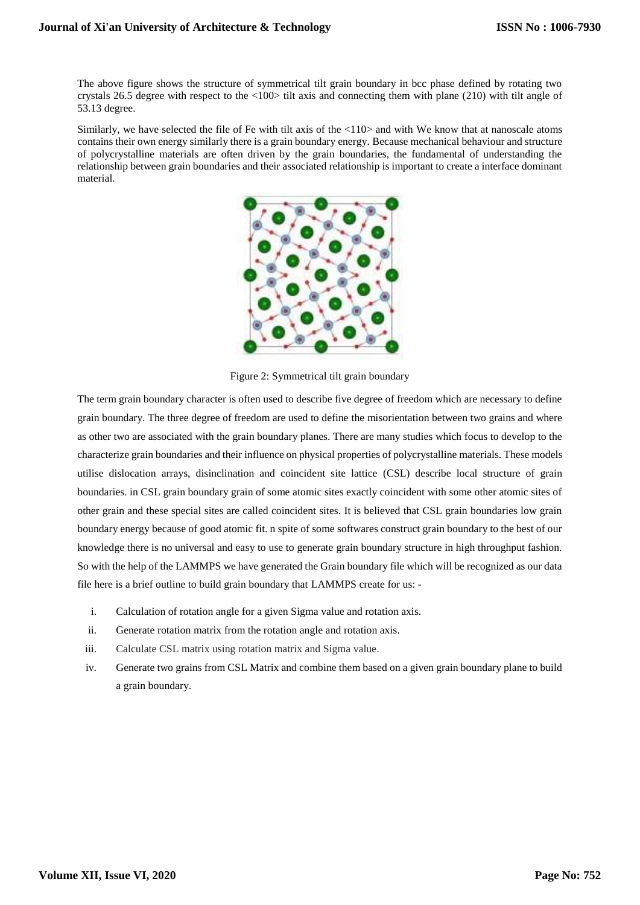The above figure shows the structure of symmetrical tilt grain boundary in bcc phase defined by rotating two crystals 26.5 degree with respect to the <100> tilt axis and connecting them with plane (210) with tilt angle of 53.13 degree.

Similarly, we have selected the file of Fe with tilt axis of the <110> and with We know that at nanoscale atoms contains their own energy similarly there is a grain boundary energy. Because mechanical behaviour and structure of polycrystalline materials are often driven by the grain boundaries, the fundamental of understanding the relationship between grain boundaries and their associated relationship is important to create a interface dominant material.

Figure 2: Symmetrical tilt grain boundary

The term grain boundary character is often used to describe five degree of freedom which are necessary to define grain boundary. The three degree of freedom are used to define the misorientation between two grains and where as other two are associated with the grain boundary planes. There are many studies which focus to develop to the characterize grain boundaries and their influence on physical properties of polycrystalline materials. These models utilise dislocation arrays, disinclination and coincident site lattice (CSL) describe local structure of grain boundaries. in CSL grain boundary grain of some atomic sites exactly coincident with some other atomic sites of other grain and these special sites are called coincident sites. It is believed that CSL grain boundaries low grain boundary energy because of good atomic fit. n spite of some softwares construct grain boundary to the best of our knowledge there is no universal and easy to use to generate grain boundary structure in high throughput fashion. So with the help of the LAMMPS we have generated the Grain boundary file which will be recognized as our data file here is a brief outline to build grain boundary that LAMMPS create for us: -

i. Calculation of rotation angle for a given Sigma value and rotation axis.
ii. Generate rotation matrix from the rotation angle and rotation axis.
iii. Calculate CSL matrix using rotation matrix and Sigma value.
iv. Generate two grains from CSL Matrix and combine them based on a given grain boundary plane to build a grain boundary.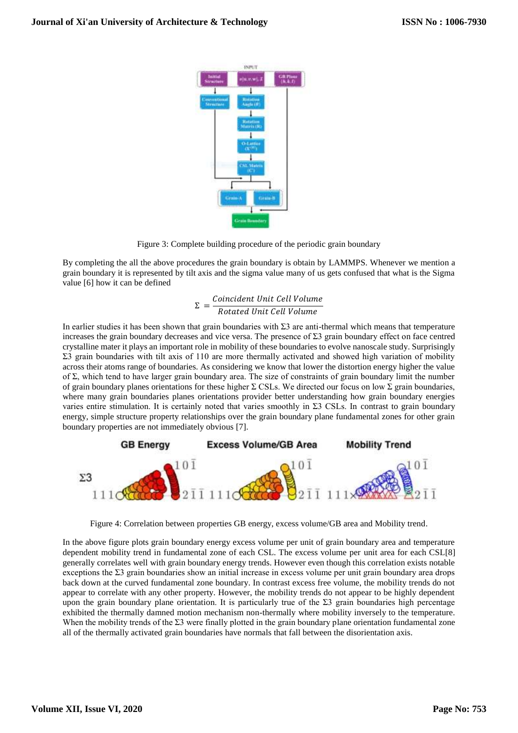Figure 3: Complete building procedure of the periodic grain boundary

By completing the all the above procedures the grain boundary is obtain by LAMMPS. Whenever we mention a grain boundary it is represented by tilt axis and the sigma value many of us gets confused that what is the Sigma value [6] how it can be defined

$$\Sigma = \frac{Coincident\ Unit\ Cell\ Volume}{Rotated\ Unit\ Cell\ Volume}$$

In earlier studies it has been shown that grain boundaries with Σ3 are anti-thermal which means that temperature increases the grain boundary decreases and vice versa. The presence of Σ3 grain boundary effect on face centred crystalline mater it plays an important role in mobility of these boundaries to evolve nanoscale study. Surprisingly Σ3 grain boundaries with tilt axis of 110 are more thermally activated and showed high variation of mobility across their atoms range of boundaries. As considering we know that lower the distortion energy higher the value of Σ, which tend to have larger grain boundary area. The size of constraints of grain boundary limit the number of grain boundary planes orientations for these higher Σ CSLs. We directed our focus on low Σ grain boundaries, where many grain boundaries planes orientations provider better understanding how grain boundary energies varies entire stimulation. It is certainly noted that varies smoothly in Σ3 CSLs. In contrast to grain boundary energy, simple structure property relationships over the grain boundary plane fundamental zones for other grain boundary properties are not immediately obvious [7].

Figure 4: Correlation between properties GB energy, excess volume/GB area and Mobility trend.

In the above figure plots grain boundary energy excess volume per unit of grain boundary area and temperature dependent mobility trend in fundamental zone of each CSL. The excess volume per unit area for each CSL[8] generally correlates well with grain boundary energy trends. However even though this correlation exists notable exceptions the Σ3 grain boundaries show an initial increase in excess volume per unit grain boundary area drops back down at the curved fundamental zone boundary. In contrast excess free volume, the mobility trends do not appear to correlate with any other property. However, the mobility trends do not appear to be highly dependent upon the grain boundary plane orientation. It is particularly true of the Σ3 grain boundaries high percentage exhibited the thermally damned motion mechanism non-thermally where mobility inversely to the temperature. When the mobility trends of the Σ3 were finally plotted in the grain boundary plane orientation fundamental zone all of the thermally activated grain boundaries have normals that fall between the disorientation axis.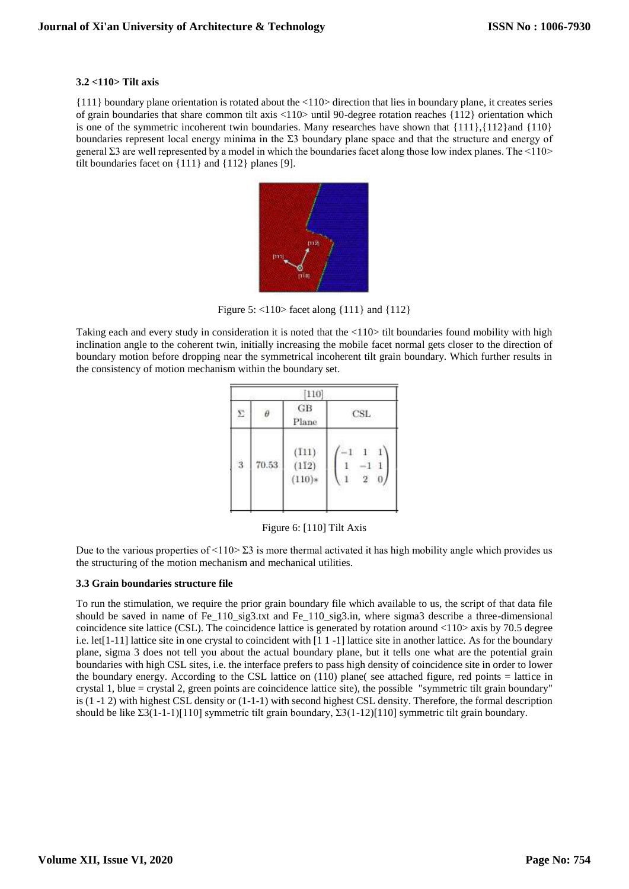### 3.2 <110> Tilt axis

{111} boundary plane orientation is rotated about the <110> direction that lies in boundary plane, it creates series of grain boundaries that share common tilt axis <110> until 90-degree rotation reaches {112} orientation which is one of the symmetric incoherent twin boundaries. Many researches have shown that {111},{112}and {110} boundaries represent local energy minima in the Σ3 boundary plane space and that the structure and energy of general Σ3 are well represented by a model in which the boundaries facet along those low index planes. The <110> tilt boundaries facet on {111} and {112} planes [9].

Figure 5: <110> facet along {111} and {112}

Taking each and every study in consideration it is noted that the <110> tilt boundaries found mobility with high inclination angle to the coherent twin, initially increasing the mobile facet normal gets closer to the direction of boundary motion before dropping near the symmetrical incoherent tilt grain boundary. Which further results in the consistency of motion mechanism within the boundary set.

| [110] | | | |
|---|---|---|---|
| Σ | θ | GB Plane | CSL |
| 3 | 70.53 | $(\bar{1}11)$ $(1\bar{1}2)$ $(110)*$ | $\begin{pmatrix} -1 & 1 & 1 \\ 1 & -1 & 1 \\ 1 & 2 & 0 \end{pmatrix}$ |

Figure 6: [110] Tilt Axis

Due to the various properties of <110> Σ3 is more thermal activated it has high mobility angle which provides us the structuring of the motion mechanism and mechanical utilities.

### 3.3 Grain boundaries structure file

To run the stimulation, we require the prior grain boundary file which available to us, the script of that data file should be saved in name of Fe_110_sig3.txt and Fe_110_sig3.in, where sigma3 describe a three-dimensional coincidence site lattice (CSL). The coincidence lattice is generated by rotation around <110> axis by 70.5 degree i.e. let[1-11] lattice site in one crystal to coincident with [1 1 -1] lattice site in another lattice. As for the boundary plane, sigma 3 does not tell you about the actual boundary plane, but it tells one what are the potential grain boundaries with high CSL sites, i.e. the interface prefers to pass high density of coincidence site in order to lower the boundary energy. According to the CSL lattice on (110) plane( see attached figure, red points = lattice in crystal 1, blue = crystal 2, green points are coincidence lattice site), the possible "symmetric tilt grain boundary" is (1 -1 2) with highest CSL density or (1-1-1) with second highest CSL density. Therefore, the formal description should be like Σ3(1-1-1)[110] symmetric tilt grain boundary, Σ3(1-12)[110] symmetric tilt grain boundary.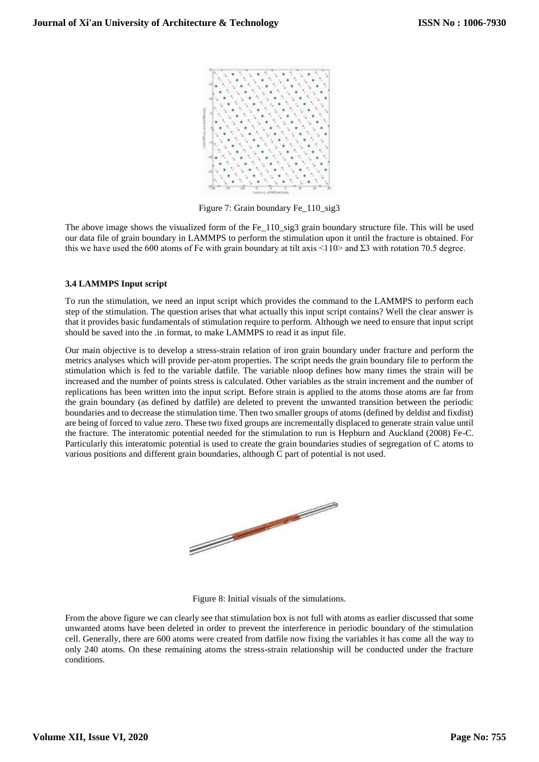Figure 7: Grain boundary Fe_110_sig3

The above image shows the visualized form of the Fe_110_sig3 grain boundary structure file. This will be used our data file of grain boundary in LAMMPS to perform the stimulation upon it until the fracture is obtained. For this we have used the 600 atoms of Fe with grain boundary at tilt axis <110> and $\Sigma 3$ with rotation 70.5 degree.

### 3.4 LAMMPS Input script

To run the stimulation, we need an input script which provides the command to the LAMMPS to perform each step of the stimulation. The question arises that what actually this input script contains? Well the clear answer is that it provides basic fundamentals of stimulation require to perform. Although we need to ensure that input script should be saved into the .in format, to make LAMMPS to read it as input file.

Our main objective is to develop a stress-strain relation of iron grain boundary under fracture and perform the metrics analyses which will provide per-atom properties. The script needs the grain boundary file to perform the stimulation which is fed to the variable datfile. The variable nloop defines how many times the strain will be increased and the number of points stress is calculated. Other variables as the strain increment and the number of replications has been written into the input script. Before strain is applied to the atoms those atoms are far from the grain boundary (as defined by datfile) are deleted to prevent the unwanted transition between the periodic boundaries and to decrease the stimulation time. Then two smaller groups of atoms (defined by deldist and fixdist) are being of forced to value zero. These two fixed groups are incrementally displaced to generate strain value until the fracture. The interatomic potential needed for the stimulation to run is Hepburn and Auckland (2008) Fe-C. Particularly this interatomic potential is used to create the grain boundaries studies of segregation of C atoms to various positions and different grain boundaries, although C part of potential is not used.

Figure 8: Initial visuals of the simulations.

From the above figure we can clearly see that stimulation box is not full with atoms as earlier discussed that some unwanted atoms have been deleted in order to prevent the interference in periodic boundary of the stimulation cell. Generally, there are 600 atoms were created from datfile now fixing the variables it has come all the way to only 240 atoms. On these remaining atoms the stress-strain relationship will be conducted under the fracture conditions.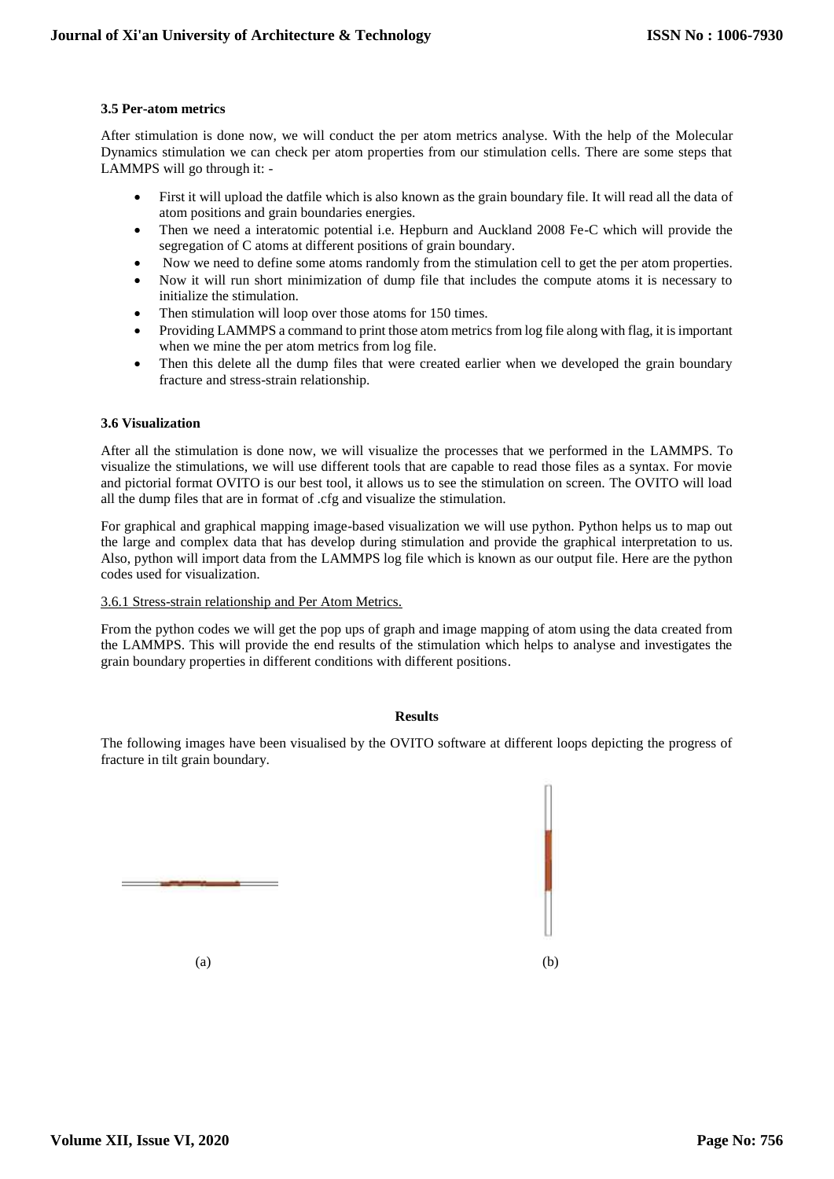### 3.5 Per-atom metrics

After stimulation is done now, we will conduct the per atom metrics analyse. With the help of the Molecular Dynamics stimulation we can check per atom properties from our stimulation cells. There are some steps that LAMMPS will go through it: -

- First it will upload the datfile which is also known as the grain boundary file. It will read all the data of atom positions and grain boundaries energies.
- Then we need a interatomic potential i.e. Hepburn and Auckland 2008 Fe-C which will provide the segregation of C atoms at different positions of grain boundary.
- Now we need to define some atoms randomly from the stimulation cell to get the per atom properties.
- Now it will run short minimization of dump file that includes the compute atoms it is necessary to initialize the stimulation.
- Then stimulation will loop over those atoms for 150 times.
- Providing LAMMPS a command to print those atom metrics from log file along with flag, it is important when we mine the per atom metrics from log file.
- Then this delete all the dump files that were created earlier when we developed the grain boundary fracture and stress-strain relationship.

### 3.6 Visualization

After all the stimulation is done now, we will visualize the processes that we performed in the LAMMPS. To visualize the stimulations, we will use different tools that are capable to read those files as a syntax. For movie and pictorial format OVITO is our best tool, it allows us to see the stimulation on screen. The OVITO will load all the dump files that are in format of .cfg and visualize the stimulation.

For graphical and graphical mapping image-based visualization we will use python. Python helps us to map out the large and complex data that has develop during stimulation and provide the graphical interpretation to us. Also, python will import data from the LAMMPS log file which is known as our output file. Here are the python codes used for visualization.

3.6.1 Stress-strain relationship and Per Atom Metrics.

From the python codes we will get the pop ups of graph and image mapping of atom using the data created from the LAMMPS. This will provide the end results of the stimulation which helps to analyse and investigates the grain boundary properties in different conditions with different positions.

**Results**

The following images have been visualised by the OVITO software at different loops depicting the progress of fracture in tilt grain boundary.

(a)

(b)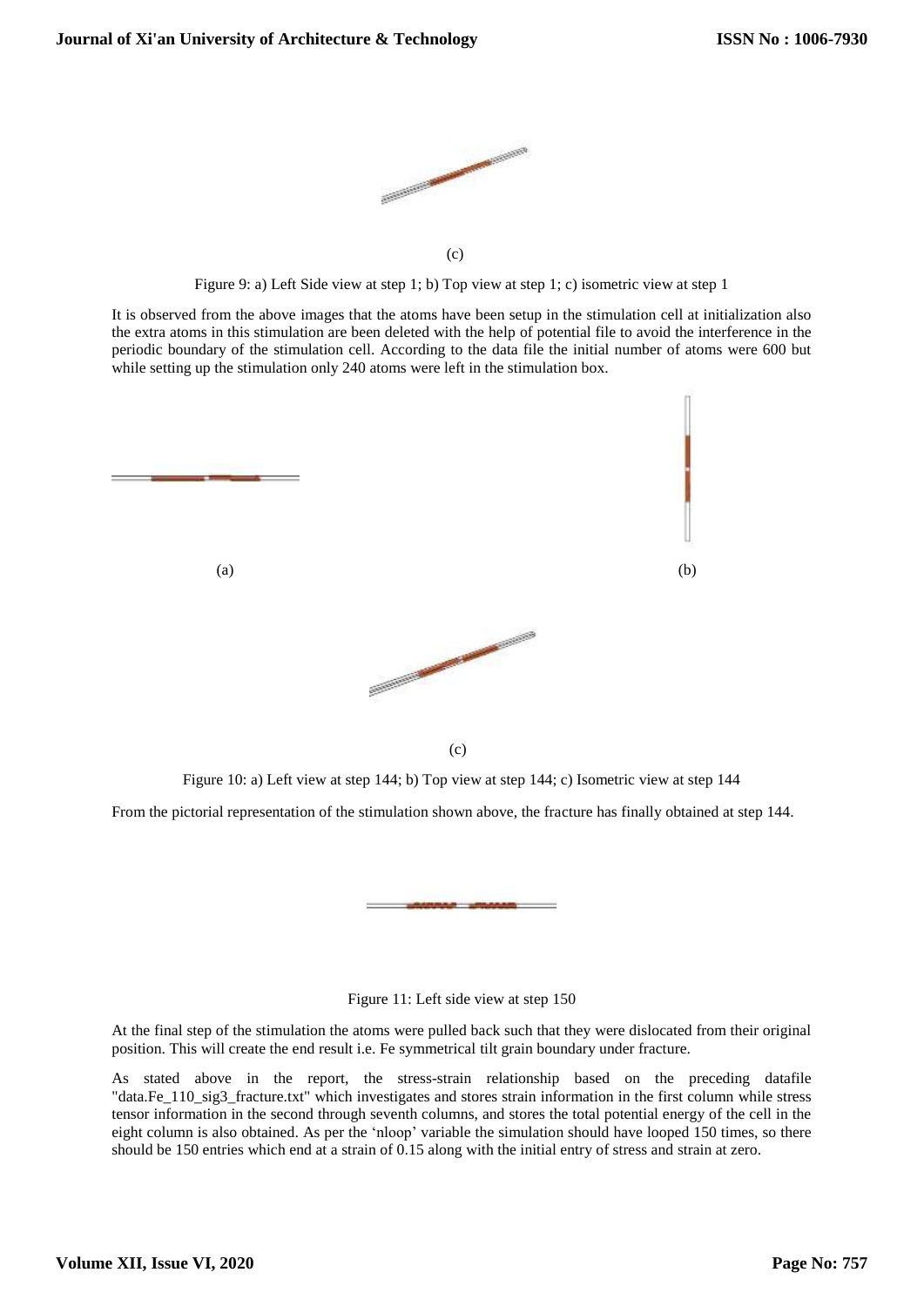(c)

Figure 9: a) Left Side view at step 1; b) Top view at step 1; c) isometric view at step 1

It is observed from the above images that the atoms have been setup in the stimulation cell at initialization also the extra atoms in this stimulation are been deleted with the help of potential file to avoid the interference in the periodic boundary of the stimulation cell. According to the data file the initial number of atoms were 600 but while setting up the stimulation only 240 atoms were left in the stimulation box.

(a)

(b)

(c)

Figure 10: a) Left view at step 144; b) Top view at step 144; c) Isometric view at step 144

From the pictorial representation of the stimulation shown above, the fracture has finally obtained at step 144.

Figure 11: Left side view at step 150

At the final step of the stimulation the atoms were pulled back such that they were dislocated from their original position. This will create the end result i.e. Fe symmetrical tilt grain boundary under fracture.

As stated above in the report, the stress-strain relationship based on the preceding datafile "data.Fe_110_sig3_fracture.txt" which investigates and stores strain information in the first column while stress tensor information in the second through seventh columns, and stores the total potential energy of the cell in the eight column is also obtained. As per the 'nloop' variable the simulation should have looped 150 times, so there should be 150 entries which end at a strain of 0.15 along with the initial entry of stress and strain at zero.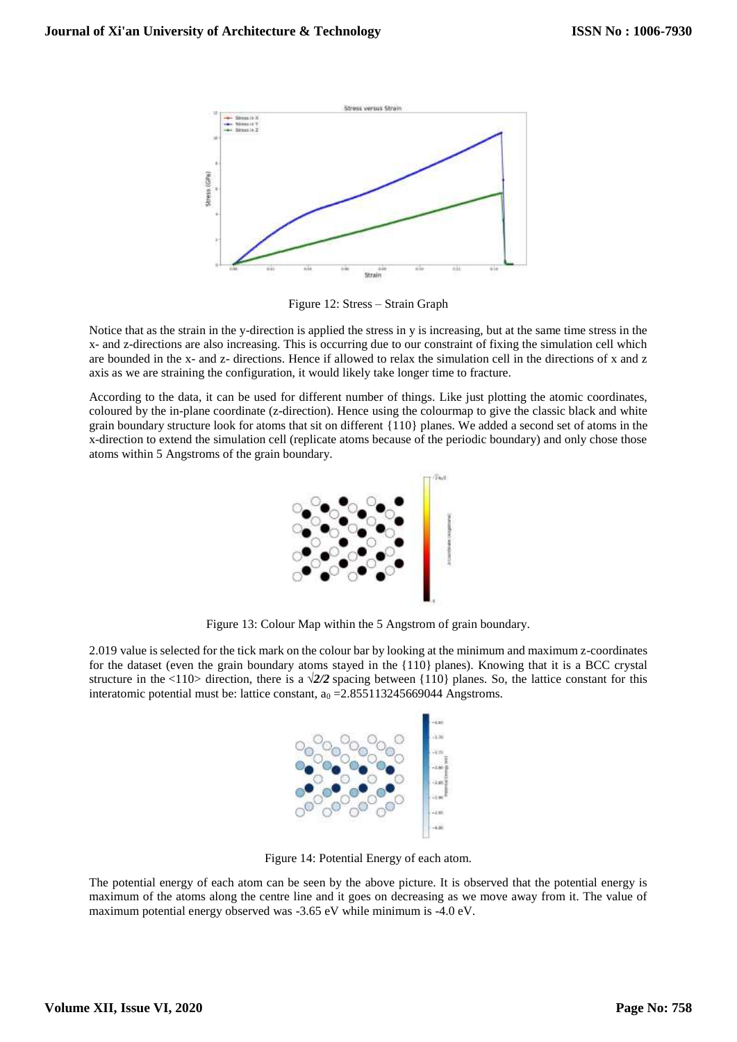Figure 12: Stress – Strain Graph

Notice that as the strain in the y-direction is applied the stress in y is increasing, but at the same time stress in the x- and z-directions are also increasing. This is occurring due to our constraint of fixing the simulation cell which are bounded in the x- and z- directions. Hence if allowed to relax the simulation cell in the directions of x and z axis as we are straining the configuration, it would likely take longer time to fracture.

According to the data, it can be used for different number of things. Like just plotting the atomic coordinates, coloured by the in-plane coordinate (z-direction). Hence using the colourmap to give the classic black and white grain boundary structure look for atoms that sit on different {110} planes. We added a second set of atoms in the x-direction to extend the simulation cell (replicate atoms because of the periodic boundary) and only chose those atoms within 5 Angstroms of the grain boundary.

Figure 13: Colour Map within the 5 Angstrom of grain boundary.

2.019 value is selected for the tick mark on the colour bar by looking at the minimum and maximum z-coordinates for the dataset (even the grain boundary atoms stayed in the {110} planes). Knowing that it is a BCC crystal structure in the <110> direction, there is a $\sqrt{2}/2$ spacing between {110} planes. So, the lattice constant for this interatomic potential must be: lattice constant, $a_0$ =2.855113245669044 Angstroms.

Figure 14: Potential Energy of each atom.

The potential energy of each atom can be seen by the above picture. It is observed that the potential energy is maximum of the atoms along the centre line and it goes on decreasing as we move away from it. The value of maximum potential energy observed was -3.65 eV while minimum is -4.0 eV.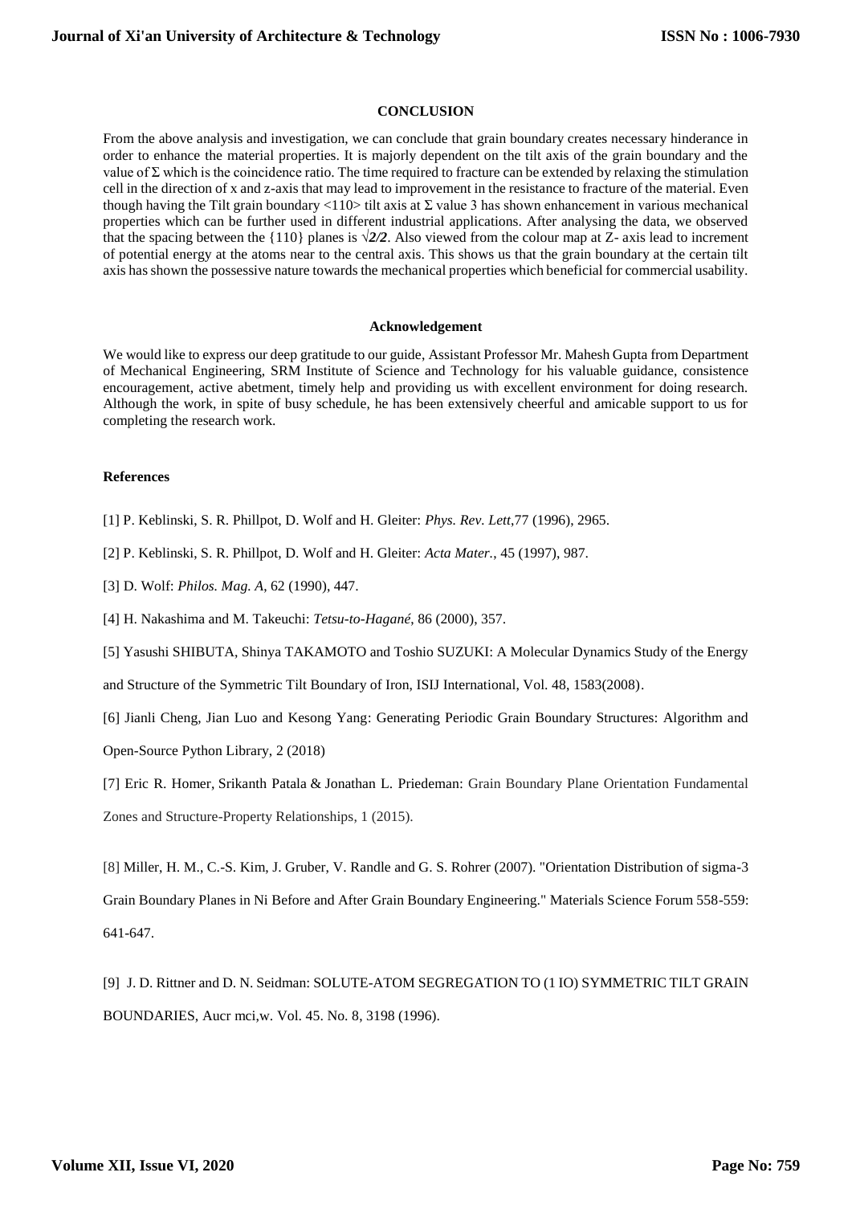## CONCLUSION

From the above analysis and investigation, we can conclude that grain boundary creates necessary hinderance in order to enhance the material properties. It is majorly dependent on the tilt axis of the grain boundary and the value of Σ which is the coincidence ratio. The time required to fracture can be extended by relaxing the stimulation cell in the direction of x and z-axis that may lead to improvement in the resistance to fracture of the material. Even though having the Tilt grain boundary <110> tilt axis at Σ value 3 has shown enhancement in various mechanical properties which can be further used in different industrial applications. After analysing the data, we observed that the spacing between the {110} planes is $\sqrt{2}/2$. Also viewed from the colour map at Z- axis lead to increment of potential energy at the atoms near to the central axis. This shows us that the grain boundary at the certain tilt axis has shown the possessive nature towards the mechanical properties which beneficial for commercial usability.

## Acknowledgement

We would like to express our deep gratitude to our guide, Assistant Professor Mr. Mahesh Gupta from Department of Mechanical Engineering, SRM Institute of Science and Technology for his valuable guidance, consistence encouragement, active abetment, timely help and providing us with excellent environment for doing research. Although the work, in spite of busy schedule, he has been extensively cheerful and amicable support to us for completing the research work.

## References

[1] P. Keblinski, S. R. Phillpot, D. Wolf and H. Gleiter: *Phys. Rev. Lett*,77 (1996), 2965.

[2] P. Keblinski, S. R. Phillpot, D. Wolf and H. Gleiter: *Acta Mater.*, 45 (1997), 987.

[3] D. Wolf: *Philos. Mag. A*, 62 (1990), 447.

[4] H. Nakashima and M. Takeuchi: *Tetsu-to-Hagané*, 86 (2000), 357.

[5] Yasushi SHIBUTA, Shinya TAKAMOTO and Toshio SUZUKI: A Molecular Dynamics Study of the Energy and Structure of the Symmetric Tilt Boundary of Iron, ISIJ International, Vol. 48, 1583(2008).

[6] Jianli Cheng, Jian Luo and Kesong Yang: Generating Periodic Grain Boundary Structures: Algorithm and Open-Source Python Library, 2 (2018)

[7] Eric R. Homer, Srikanth Patala & Jonathan L. Priedeman: Grain Boundary Plane Orientation Fundamental Zones and Structure-Property Relationships, 1 (2015).

[8] Miller, H. M., C.-S. Kim, J. Gruber, V. Randle and G. S. Rohrer (2007). "Orientation Distribution of sigma-3 Grain Boundary Planes in Ni Before and After Grain Boundary Engineering." Materials Science Forum 558-559: 641-647.

[9] J. D. Rittner and D. N. Seidman: SOLUTE-ATOM SEGREGATION TO (1 IO) SYMMETRIC TILT GRAIN BOUNDARIES, Aucr mci,w. Vol. 45. No. 8, 3198 (1996).